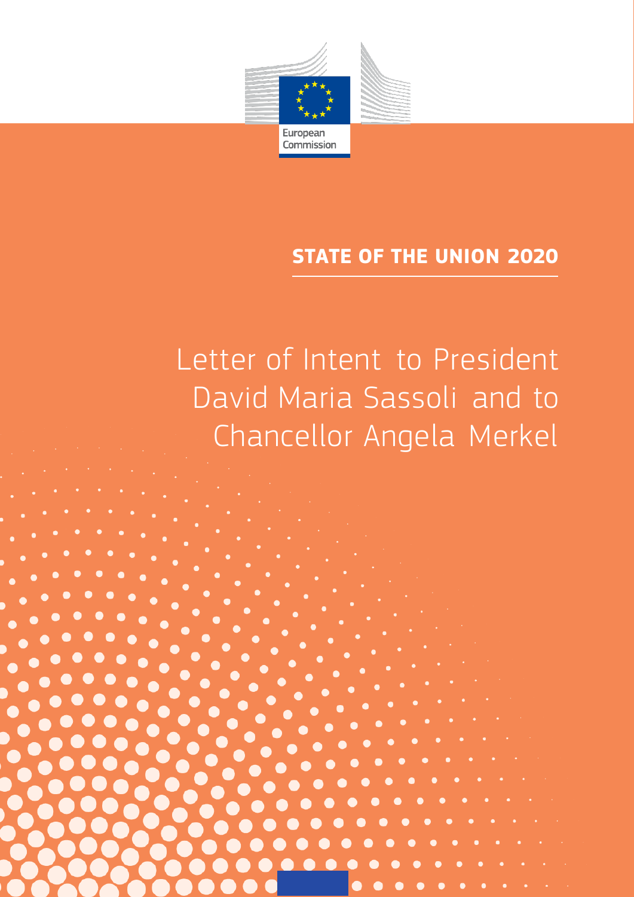European Commission

**STATE OF THE UNION 2020**

# Letter of Intent to President David Maria Sassoli and to Chancellor Angela Merkel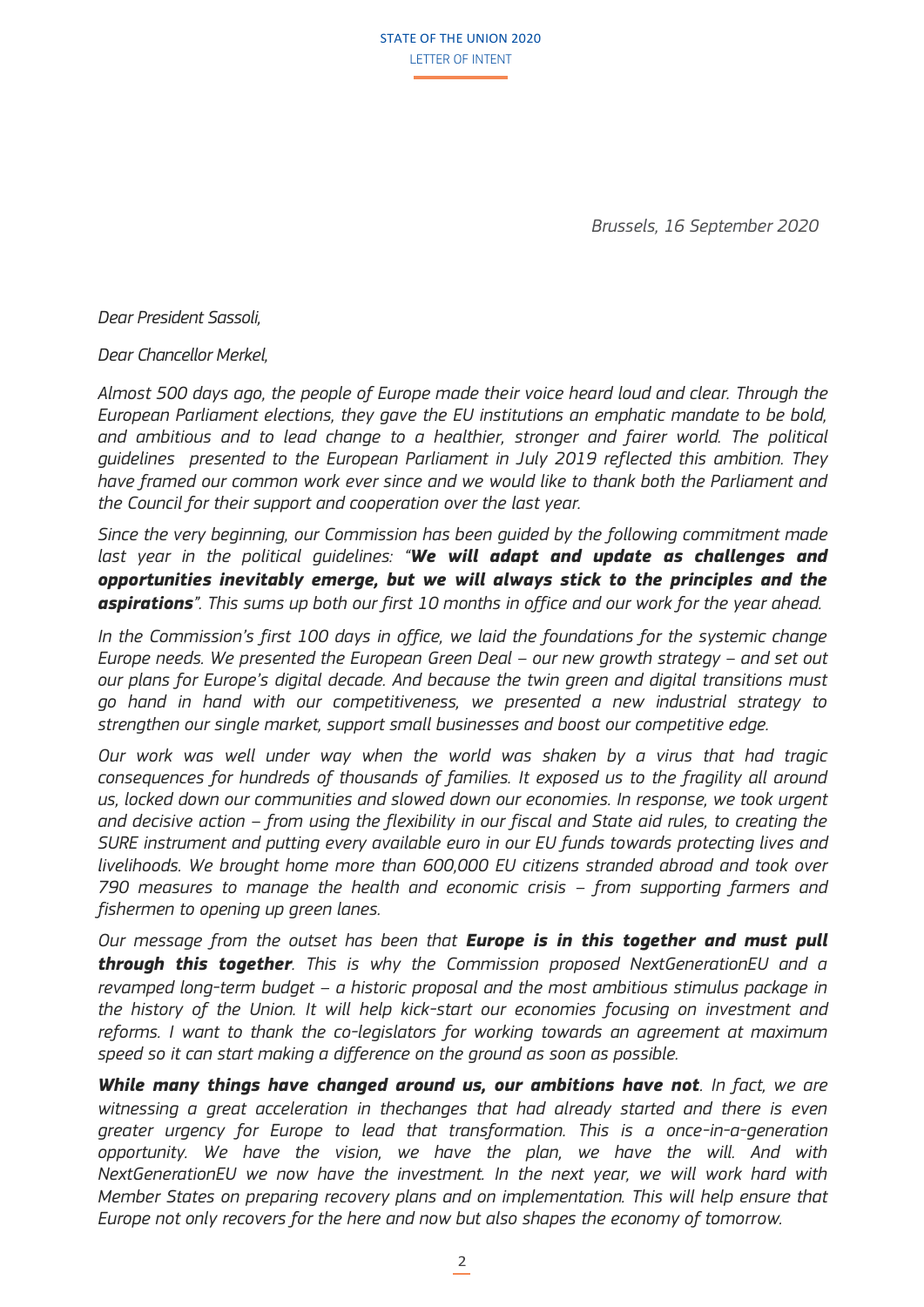*Brussels, 16 September 2020*

*Dear President Sassoli,*

*Dear Chancellor Merkel,*

*Almost 500 days ago, the people of Europe made their voice heard loud and clear. Through the European Parliament elections, they gave the EU institutions an emphatic mandate to be bold, and ambitious and to lead change to a healthier, stronger and fairer world. The political guidelines presented to the European Parliament in July 2019 reflected this ambition. They have framed our common work ever since and we would like to thank both the Parliament and the Council for their support and cooperation over the last year.*

*Since the very beginning, our Commission has been guided by the following commitment made last year in the political guidelines: "**We will adapt and update as challenges and opportunities inevitably emerge, but we will always stick to the principles and the aspirations**". This sums up both our first 10 months in office and our work for the year ahead.*

*In the Commission's first 100 days in office, we laid the foundations for the systemic change Europe needs. We presented the European Green Deal – our new growth strategy – and set out our plans for Europe's digital decade. And because the twin green and digital transitions must go hand in hand with our competitiveness, we presented a new industrial strategy to strengthen our single market, support small businesses and boost our competitive edge.*

*Our work was well under way when the world was shaken by a virus that had tragic consequences for hundreds of thousands of families. It exposed us to the fragility all around us, locked down our communities and slowed down our economies. In response, we took urgent and decisive action – from using the flexibility in our fiscal and State aid rules, to creating the SURE instrument and putting every available euro in our EU funds towards protecting lives and livelihoods. We brought home more than 600,000 EU citizens stranded abroad and took over 790 measures to manage the health and economic crisis – from supporting farmers and fishermen to opening up green lanes.*

*Our message from the outset has been that **Europe is in this together and must pull through this together**. This is why the Commission proposed NextGenerationEU and a revamped long-term budget – a historic proposal and the most ambitious stimulus package in the history of the Union. It will help kick-start our economies focusing on investment and reforms. I want to thank the co-legislators for working towards an agreement at maximum speed so it can start making a difference on the ground as soon as possible.*

***While many things have changed around us, our ambitions have not**. In fact, we are witnessing a great acceleration in thechanges that had already started and there is even greater urgency for Europe to lead that transformation. This is a once-in-a-generation opportunity. We have the vision, we have the plan, we have the will. And with NextGenerationEU we now have the investment. In the next year, we will work hard with Member States on preparing recovery plans and on implementation. This will help ensure that Europe not only recovers for the here and now but also shapes the economy of tomorrow.*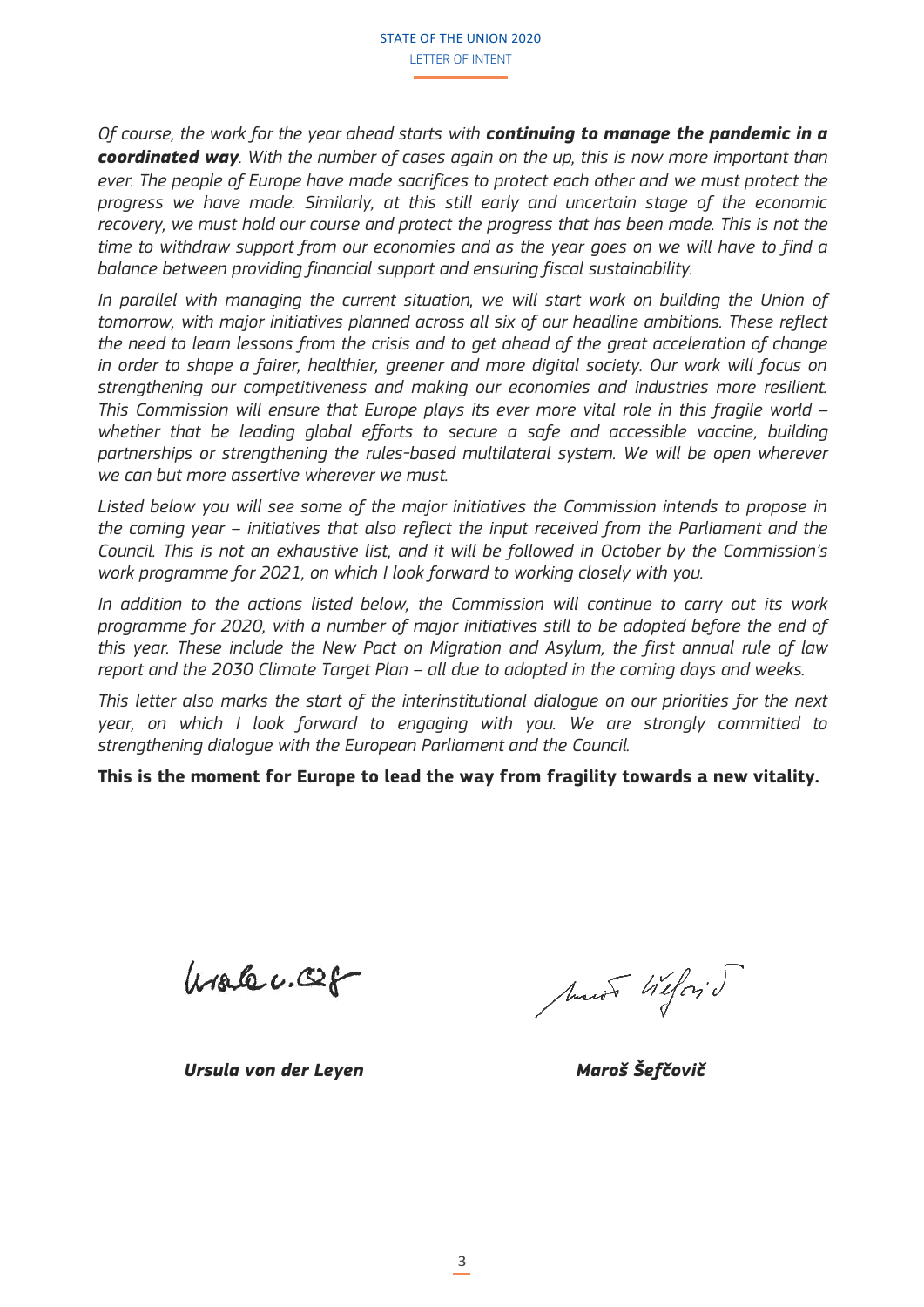*Of course, the work for the year ahead starts with **continuing to manage the pandemic in a coordinated way**. With the number of cases again on the up, this is now more important than ever. The people of Europe have made sacrifices to protect each other and we must protect the progress we have made. Similarly, at this still early and uncertain stage of the economic recovery, we must hold our course and protect the progress that has been made. This is not the time to withdraw support from our economies and as the year goes on we will have to find a balance between providing financial support and ensuring fiscal sustainability.*

*In parallel with managing the current situation, we will start work on building the Union of tomorrow, with major initiatives planned across all six of our headline ambitions. These reflect the need to learn lessons from the crisis and to get ahead of the great acceleration of change in order to shape a fairer, healthier, greener and more digital society. Our work will focus on strengthening our competitiveness and making our economies and industries more resilient. This Commission will ensure that Europe plays its ever more vital role in this fragile world – whether that be leading global efforts to secure a safe and accessible vaccine, building partnerships or strengthening the rules-based multilateral system. We will be open wherever we can but more assertive wherever we must.*

*Listed below you will see some of the major initiatives the Commission intends to propose in the coming year – initiatives that also reflect the input received from the Parliament and the Council. This is not an exhaustive list, and it will be followed in October by the Commission's work programme for 2021, on which I look forward to working closely with you.*

*In addition to the actions listed below, the Commission will continue to carry out its work programme for 2020, with a number of major initiatives still to be adopted before the end of this year. These include the New Pact on Migration and Asylum, the first annual rule of law report and the 2030 Climate Target Plan – all due to adopted in the coming days and weeks.*

*This letter also marks the start of the interinstitutional dialogue on our priorities for the next year, on which I look forward to engaging with you. We are strongly committed to strengthening dialogue with the European Parliament and the Council.*

**This is the moment for Europe to lead the way from fragility towards a new vitality.**

***Ursula von der Leyen*** ***Maroš Šefčovič***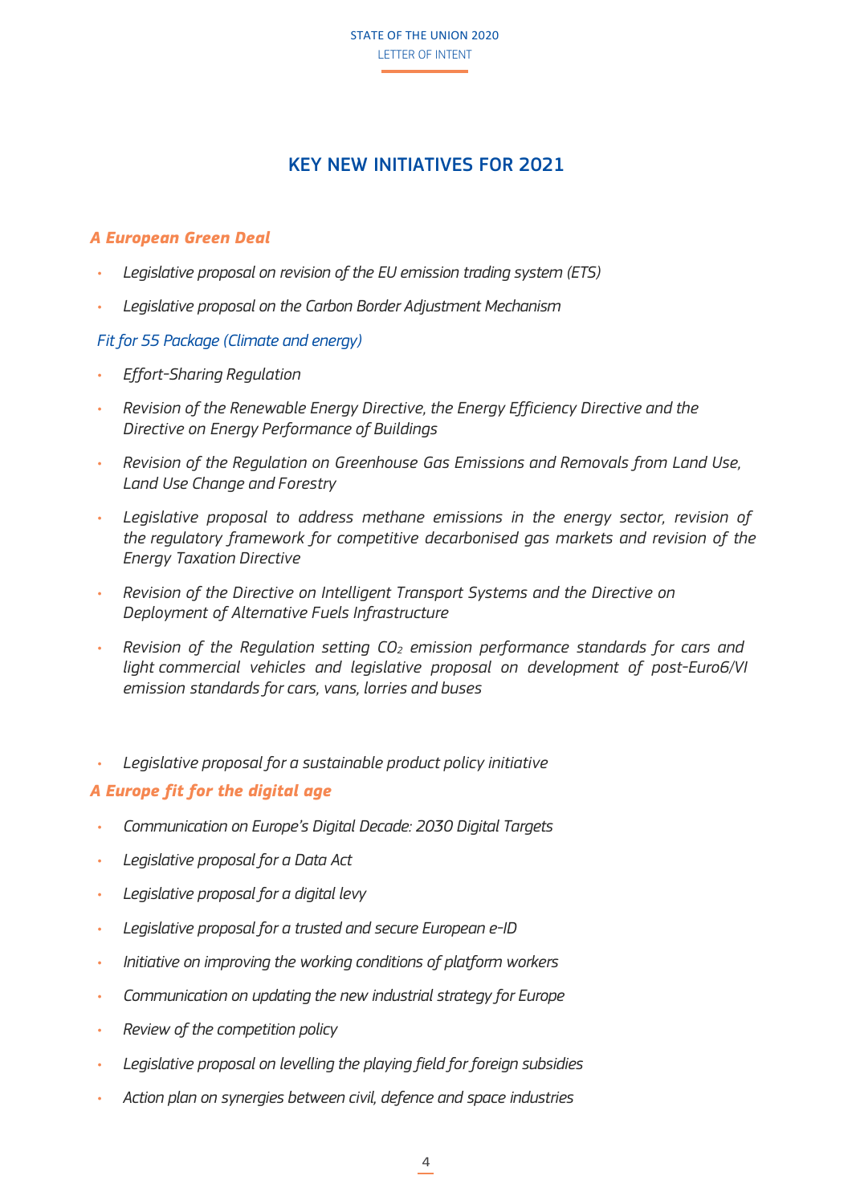# KEY NEW INITIATIVES FOR 2021

## *A European Green Deal*

- *Legislative proposal on revision of the EU emission trading system (ETS)*
- *Legislative proposal on the Carbon Border Adjustment Mechanism*

### *Fit for 55 Package (Climate and energy)*

- *Effort-Sharing Regulation*
- *Revision of the Renewable Energy Directive, the Energy Efficiency Directive and the Directive on Energy Performance of Buildings*
- *Revision of the Regulation on Greenhouse Gas Emissions and Removals from Land Use, Land Use Change and Forestry*
- *Legislative proposal to address methane emissions in the energy sector, revision of the regulatory framework for competitive decarbonised gas markets and revision of the Energy Taxation Directive*
- *Revision of the Directive on Intelligent Transport Systems and the Directive on Deployment of Alternative Fuels Infrastructure*
- *Revision of the Regulation setting $CO_2$ emission performance standards for cars and light commercial vehicles and legislative proposal on development of post-Euro6/VI emission standards for cars, vans, lorries and buses*

- *Legislative proposal for a sustainable product policy initiative*

## *A Europe fit for the digital age*

- *Communication on Europe's Digital Decade: 2030 Digital Targets*
- *Legislative proposal for a Data Act*
- *Legislative proposal for a digital levy*
- *Legislative proposal for a trusted and secure European e-ID*
- *Initiative on improving the working conditions of platform workers*
- *Communication on updating the new industrial strategy for Europe*
- *Review of the competition policy*
- *Legislative proposal on levelling the playing field for foreign subsidies*
- *Action plan on synergies between civil, defence and space industries*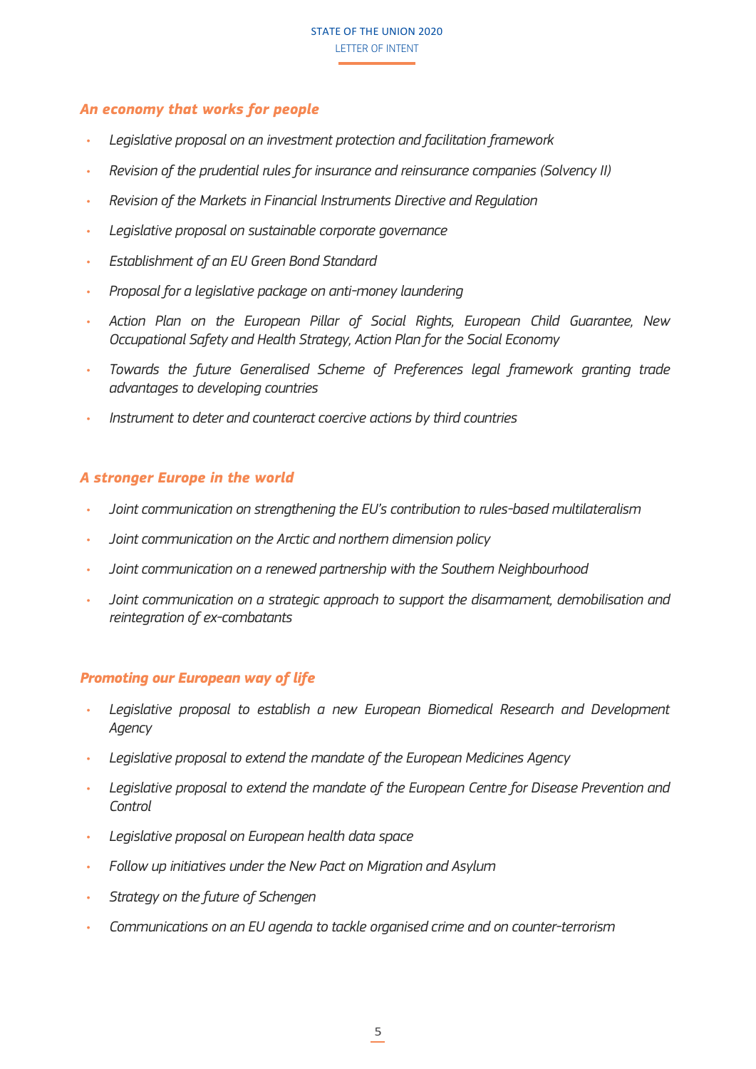### *An economy that works for people*

- *Legislative proposal on an investment protection and facilitation framework*
- *Revision of the prudential rules for insurance and reinsurance companies (Solvency II)*
- *Revision of the Markets in Financial Instruments Directive and Regulation*
- *Legislative proposal on sustainable corporate governance*
- *Establishment of an EU Green Bond Standard*
- *Proposal for a legislative package on anti-money laundering*
- *Action Plan on the European Pillar of Social Rights, European Child Guarantee, New Occupational Safety and Health Strategy, Action Plan for the Social Economy*
- *Towards the future Generalised Scheme of Preferences legal framework granting trade advantages to developing countries*
- *Instrument to deter and counteract coercive actions by third countries*

### *A stronger Europe in the world*

- *Joint communication on strengthening the EU's contribution to rules-based multilateralism*
- *Joint communication on the Arctic and northern dimension policy*
- *Joint communication on a renewed partnership with the Southern Neighbourhood*
- *Joint communication on a strategic approach to support the disarmament, demobilisation and reintegration of ex-combatants*

### *Promoting our European way of life*

- *Legislative proposal to establish a new European Biomedical Research and Development Agency*
- *Legislative proposal to extend the mandate of the European Medicines Agency*
- *Legislative proposal to extend the mandate of the European Centre for Disease Prevention and Control*
- *Legislative proposal on European health data space*
- *Follow up initiatives under the New Pact on Migration and Asylum*
- *Strategy on the future of Schengen*
- *Communications on an EU agenda to tackle organised crime and on counter-terrorism*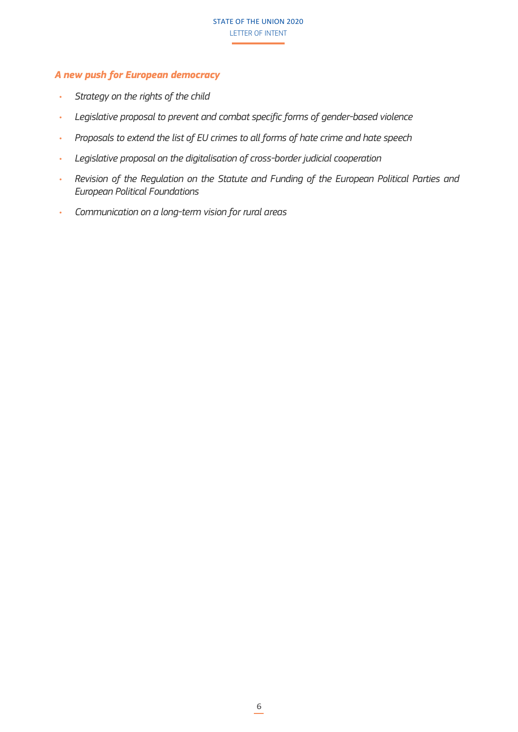### *A new push for European democracy*

- *Strategy on the rights of the child*
- *Legislative proposal to prevent and combat specific forms of gender-based violence*
- *Proposals to extend the list of EU crimes to all forms of hate crime and hate speech*
- *Legislative proposal on the digitalisation of cross-border judicial cooperation*
- *Revision of the Regulation on the Statute and Funding of the European Political Parties and European Political Foundations*
- *Communication on a long-term vision for rural areas*